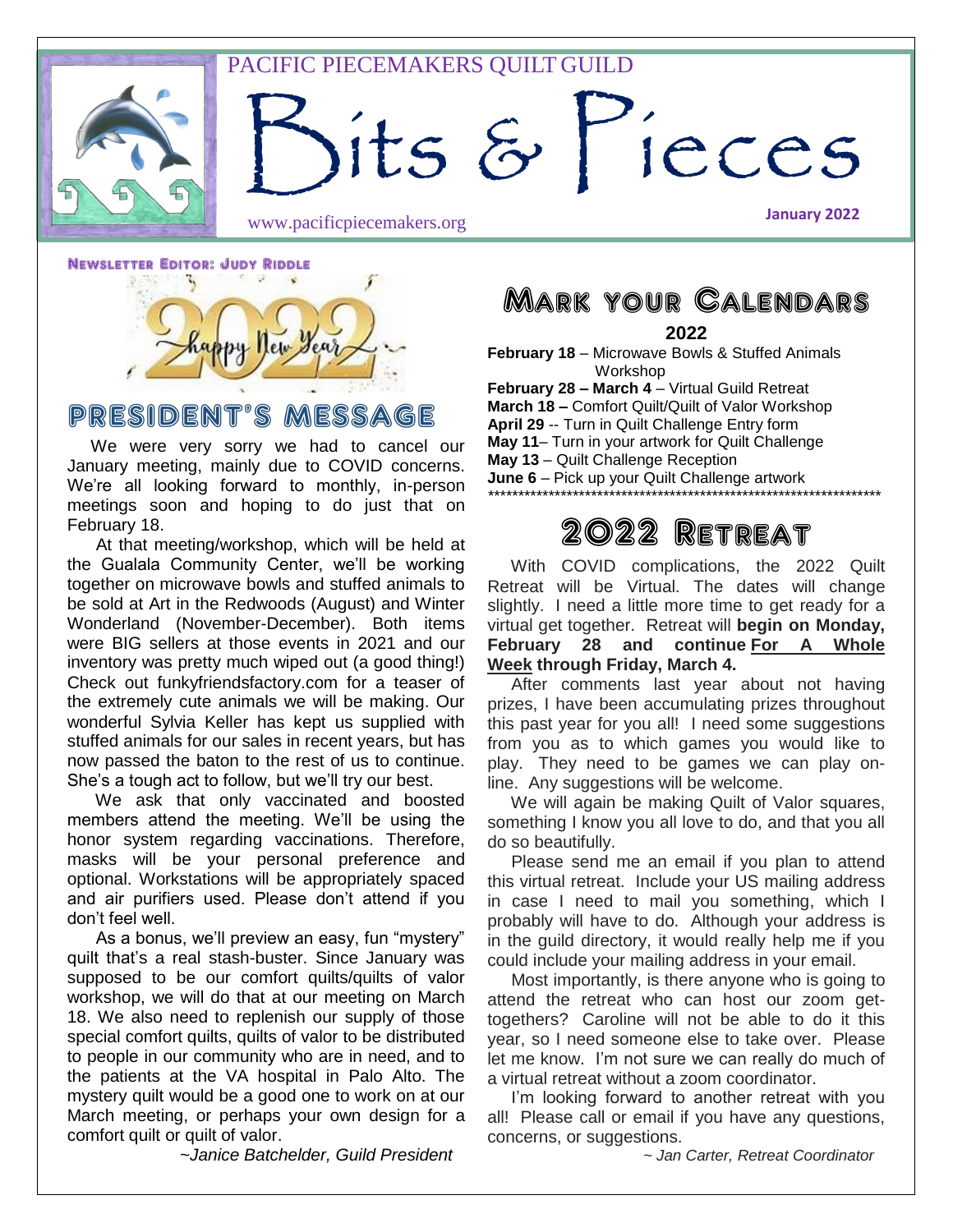PACIFIC PIECEMAKERS QUILT GUILD

# Bits & Pieces

www.pacificpiecemakers.org

**January 2022**

**Newsletter Editor: Judy Riddle**

## President's Message

We were very sorry we had to cancel our January meeting, mainly due to COVID concerns. We're all looking forward to monthly, in-person meetings soon and hoping to do just that on February 18.

At that meeting/workshop, which will be held at the Gualala Community Center, we'll be working together on microwave bowls and stuffed animals to be sold at Art in the Redwoods (August) and Winter Wonderland (November-December). Both items were BIG sellers at those events in 2021 and our inventory was pretty much wiped out (a good thing!) Check out funkyfriendsfactory.com for a teaser of the extremely cute animals we will be making. Our wonderful Sylvia Keller has kept us supplied with stuffed animals for our sales in recent years, but has now passed the baton to the rest of us to continue. She's a tough act to follow, but we'll try our best.

We ask that only vaccinated and boosted members attend the meeting. We'll be using the honor system regarding vaccinations. Therefore, masks will be your personal preference and optional. Workstations will be appropriately spaced and air purifiers used. Please don't attend if you don't feel well.

As a bonus, we'll preview an easy, fun "mystery" quilt that's a real stash-buster. Since January was supposed to be our comfort quilts/quilts of valor workshop, we will do that at our meeting on March 18. We also need to replenish our supply of those special comfort quilts, quilts of valor to be distributed to people in our community who are in need, and to the patients at the VA hospital in Palo Alto. The mystery quilt would be a good one to work on at our March meeting, or perhaps your own design for a comfort quilt or quilt of valor.

*~Janice Batchelder, Guild President*

## Mark your Calendars

**2022**

**February 18** – Microwave Bowls & Stuffed Animals Workshop
**February 28 – March 4** – Virtual Guild Retreat
**March 18 –** Comfort Quilt/Quilt of Valor Workshop
**April 29** -- Turn in Quilt Challenge Entry form
**May 11**– Turn in your artwork for Quilt Challenge
**May 13** – Quilt Challenge Reception
**June 6** – Pick up your Quilt Challenge artwork

*********************************************************************

## 2022 Retreat

With COVID complications, the 2022 Quilt Retreat will be Virtual. The dates will change slightly. I need a little more time to get ready for a virtual get together. Retreat will **begin on Monday, February 28 and continue <u>For A Whole Week</u> through Friday, March 4.**

After comments last year about not having prizes, I have been accumulating prizes throughout this past year for you all! I need some suggestions from you as to which games you would like to play. They need to be games we can play on-line. Any suggestions will be welcome.

We will again be making Quilt of Valor squares, something I know you all love to do, and that you all do so beautifully.

Please send me an email if you plan to attend this virtual retreat. Include your US mailing address in case I need to mail you something, which I probably will have to do. Although your address is in the guild directory, it would really help me if you could include your mailing address in your email.

Most importantly, is there anyone who is going to attend the retreat who can host our zoom get-togethers? Caroline will not be able to do it this year, so I need someone else to take over. Please let me know. I'm not sure we can really do much of a virtual retreat without a zoom coordinator.

I'm looking forward to another retreat with you all! Please call or email if you have any questions, concerns, or suggestions.

*~ Jan Carter, Retreat Coordinator*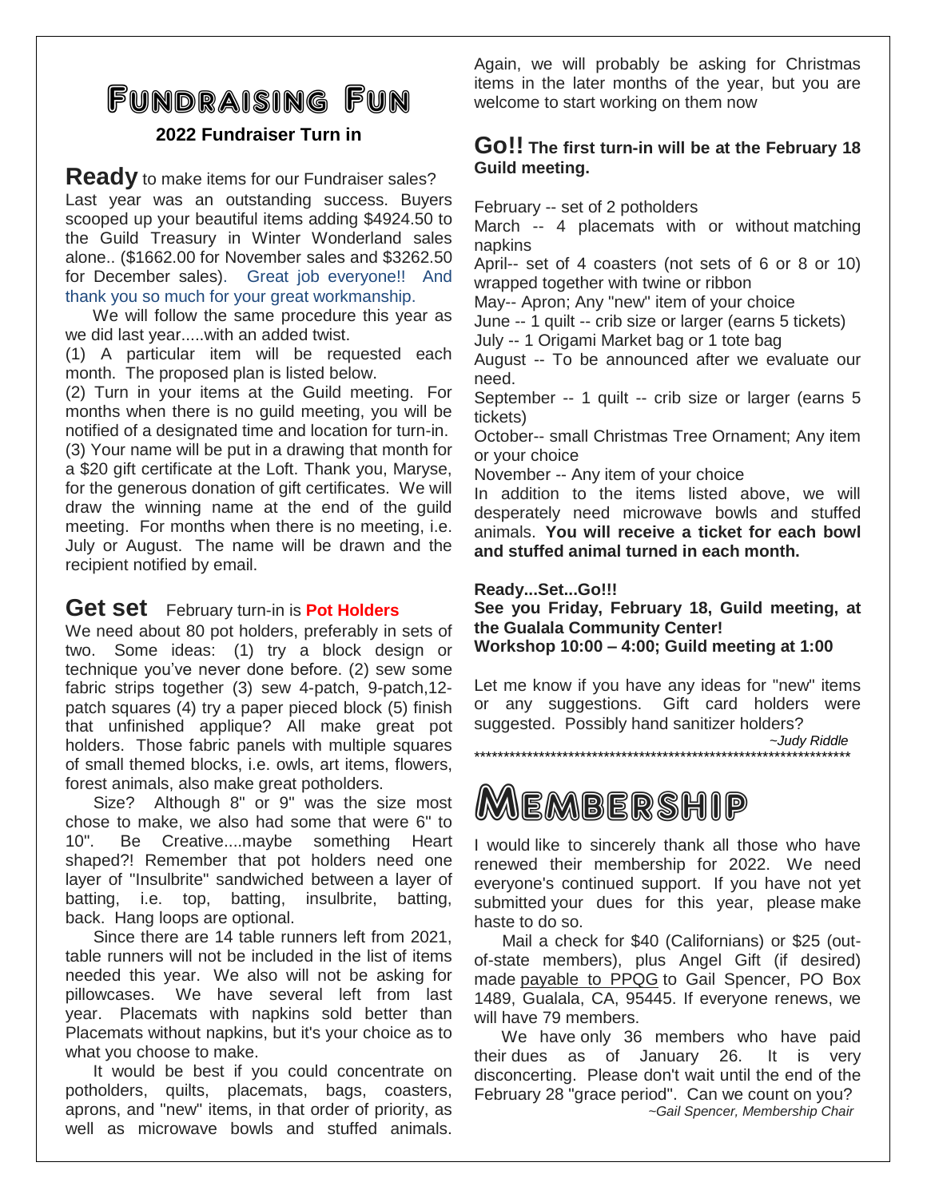# Fundraising Fun

**2022 Fundraiser Turn in**

**Ready** to make items for our Fundraiser sales? Last year was an outstanding success. Buyers scooped up your beautiful items adding $4924.50 to the Guild Treasury in Winter Wonderland sales alone.. ($1662.00 for November sales and $3262.50 for December sales). Great job everyone!! And thank you so much for your great workmanship.

We will follow the same procedure this year as we did last year.....with an added twist.

(1) A particular item will be requested each month. The proposed plan is listed below.

(2) Turn in your items at the Guild meeting. For months when there is no guild meeting, you will be notified of a designated time and location for turn-in.

(3) Your name will be put in a drawing that month for a $20 gift certificate at the Loft. Thank you, Maryse, for the generous donation of gift certificates. We will draw the winning name at the end of the guild meeting. For months when there is no meeting, i.e. July or August. The name will be drawn and the recipient notified by email.

**Get set** February turn-in is **Pot Holders**

We need about 80 pot holders, preferably in sets of two. Some ideas: (1) try a block design or technique you've never done before. (2) sew some fabric strips together (3) sew 4-patch, 9-patch,12-patch squares (4) try a paper pieced block (5) finish that unfinished applique? All make great pot holders. Those fabric panels with multiple squares of small themed blocks, i.e. owls, art items, flowers, forest animals, also make great potholders.

Size? Although 8" or 9" was the size most chose to make, we also had some that were 6" to 10". Be Creative....maybe something Heart shaped?! Remember that pot holders need one layer of "Insulbrite" sandwiched between a layer of batting, i.e. top, batting, insulbrite, batting, back. Hang loops are optional.

Since there are 14 table runners left from 2021, table runners will not be included in the list of items needed this year. We also will not be asking for pillowcases. We have several left from last year. Placemats with napkins sold better than Placemats without napkins, but it's your choice as to what you choose to make.

It would be best if you could concentrate on potholders, quilts, placemats, bags, coasters, aprons, and "new" items, in that order of priority, as well as microwave bowls and stuffed animals. Again, we will probably be asking for Christmas items in the later months of the year, but you are welcome to start working on them now

**Go!! The first turn-in will be at the February 18 Guild meeting.**

February -- set of 2 potholders
March -- 4 placemats with or without matching napkins
April-- set of 4 coasters (not sets of 6 or 8 or 10) wrapped together with twine or ribbon
May-- Apron; Any "new" item of your choice
June -- 1 quilt -- crib size or larger (earns 5 tickets)
July -- 1 Origami Market bag or 1 tote bag
August -- To be announced after we evaluate our need.
September -- 1 quilt -- crib size or larger (earns 5 tickets)
October-- small Christmas Tree Ornament; Any item or your choice
November -- Any item of your choice

In addition to the items listed above, we will desperately need microwave bowls and stuffed animals. **You will receive a ticket for each bowl and stuffed animal turned in each month.**

**Ready...Set...Go!!!**
**See you Friday, February 18, Guild meeting, at the Gualala Community Center!**
**Workshop 10:00 – 4:00; Guild meeting at 1:00**

Let me know if you have any ideas for "new" items or any suggestions. Gift card holders were suggested. Possibly hand sanitizer holders?

*~Judy Riddle*

*******************************************************************

# Membership

I would like to sincerely thank all those who have renewed their membership for 2022. We need everyone's continued support. If you have not yet submitted your dues for this year, please make haste to do so.

Mail a check for $40 (Californians) or $25 (out-of-state members), plus Angel Gift (if desired) made payable to PPQG to Gail Spencer, PO Box 1489, Gualala, CA, 95445. If everyone renews, we will have 79 members.

We have only 36 members who have paid their dues as of January 26. It is very disconcerting. Please don't wait until the end of the February 28 "grace period". Can we count on you?

*~Gail Spencer, Membership Chair*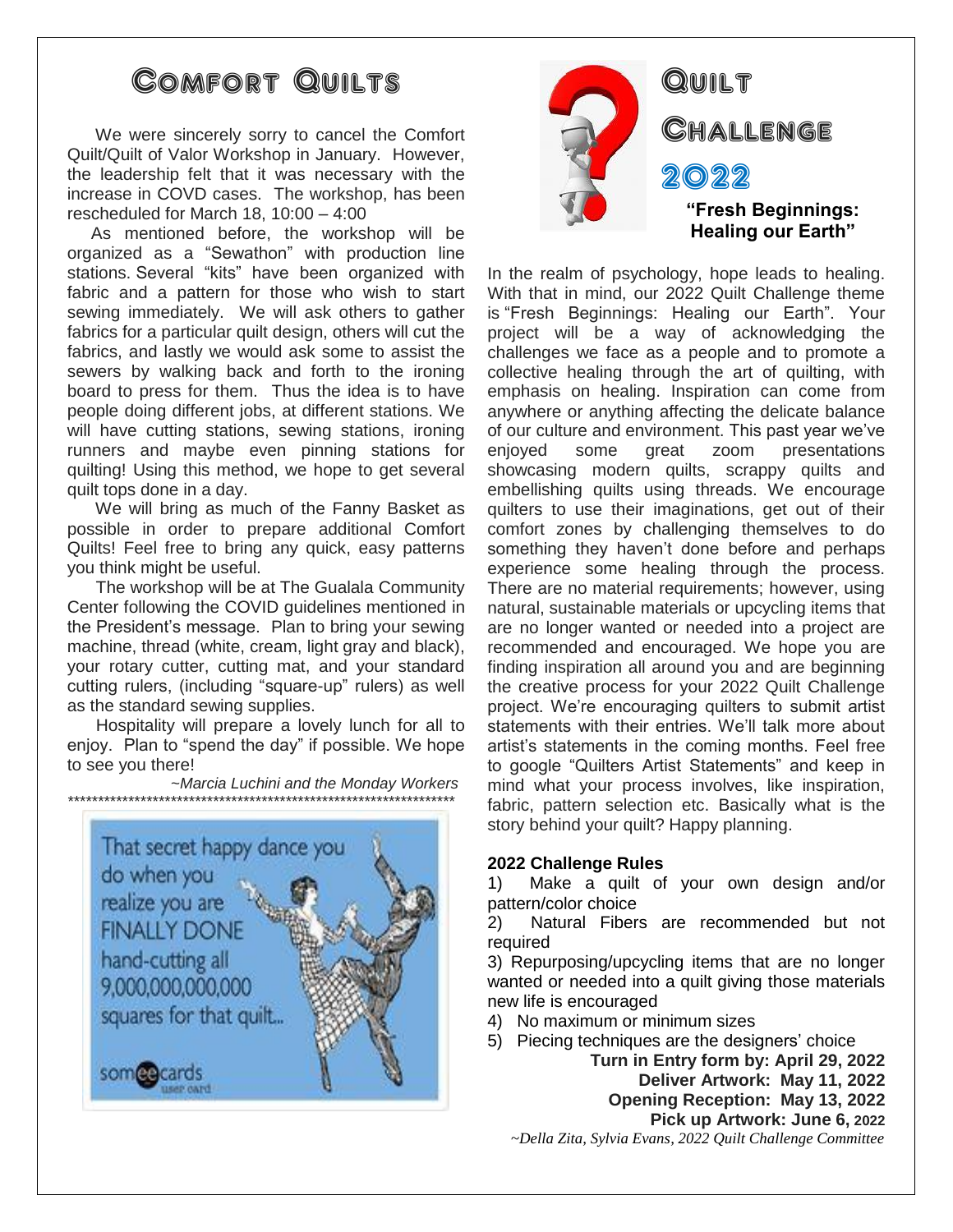# Comfort Quilts

We were sincerely sorry to cancel the Comfort Quilt/Quilt of Valor Workshop in January. However, the leadership felt that it was necessary with the increase in COVD cases. The workshop, has been rescheduled for March 18, 10:00 – 4:00

As mentioned before, the workshop will be organized as a "Sewathon" with production line stations. Several "kits" have been organized with fabric and a pattern for those who wish to start sewing immediately. We will ask others to gather fabrics for a particular quilt design, others will cut the fabrics, and lastly we would ask some to assist the sewers by walking back and forth to the ironing board to press for them. Thus the idea is to have people doing different jobs, at different stations. We will have cutting stations, sewing stations, ironing runners and maybe even pinning stations for quilting! Using this method, we hope to get several quilt tops done in a day.

We will bring as much of the Fanny Basket as possible in order to prepare additional Comfort Quilts! Feel free to bring any quick, easy patterns you think might be useful.

The workshop will be at The Gualala Community Center following the COVID guidelines mentioned in the President's message. Plan to bring your sewing machine, thread (white, cream, light gray and black), your rotary cutter, cutting mat, and your standard cutting rulers, (including "square-up" rulers) as well as the standard sewing supplies.

Hospitality will prepare a lovely lunch for all to enjoy. Plan to "spend the day" if possible. We hope to see you there!

*~Marcia Luchini and the Monday Workers*

*******************************************************************

That secret happy dance you do when you realize you are FINALLY DONE hand-cutting all 9,000,000,000,000 squares for that quilt...

someecards user card

# Quilt Challenge 2022

**"Fresh Beginnings: Healing our Earth"**

In the realm of psychology, hope leads to healing. With that in mind, our 2022 Quilt Challenge theme is "Fresh Beginnings: Healing our Earth". Your project will be a way of acknowledging the challenges we face as a people and to promote a collective healing through the art of quilting, with emphasis on healing. Inspiration can come from anywhere or anything affecting the delicate balance of our culture and environment. This past year we've enjoyed some great zoom presentations showcasing modern quilts, scrappy quilts and embellishing quilts using threads. We encourage quilters to use their imaginations, get out of their comfort zones by challenging themselves to do something they haven't done before and perhaps experience some healing through the process. There are no material requirements; however, using natural, sustainable materials or upcycling items that are no longer wanted or needed into a project are recommended and encouraged. We hope you are finding inspiration all around you and are beginning the creative process for your 2022 Quilt Challenge project. We're encouraging quilters to submit artist statements with their entries. We'll talk more about artist's statements in the coming months. Feel free to google "Quilters Artist Statements" and keep in mind what your process involves, like inspiration, fabric, pattern selection etc. Basically what is the story behind your quilt? Happy planning.

**2022 Challenge Rules**

1) Make a quilt of your own design and/or pattern/color choice
2) Natural Fibers are recommended but not required
3) Repurposing/upcycling items that are no longer wanted or needed into a quilt giving those materials new life is encouraged
4) No maximum or minimum sizes
5) Piecing techniques are the designers' choice

**Turn in Entry form by: April 29, 2022**
**Deliver Artwork: May 11, 2022**
**Opening Reception: May 13, 2022**
**Pick up Artwork: June 6, 2022**

*~Della Zita, Sylvia Evans, 2022 Quilt Challenge Committee*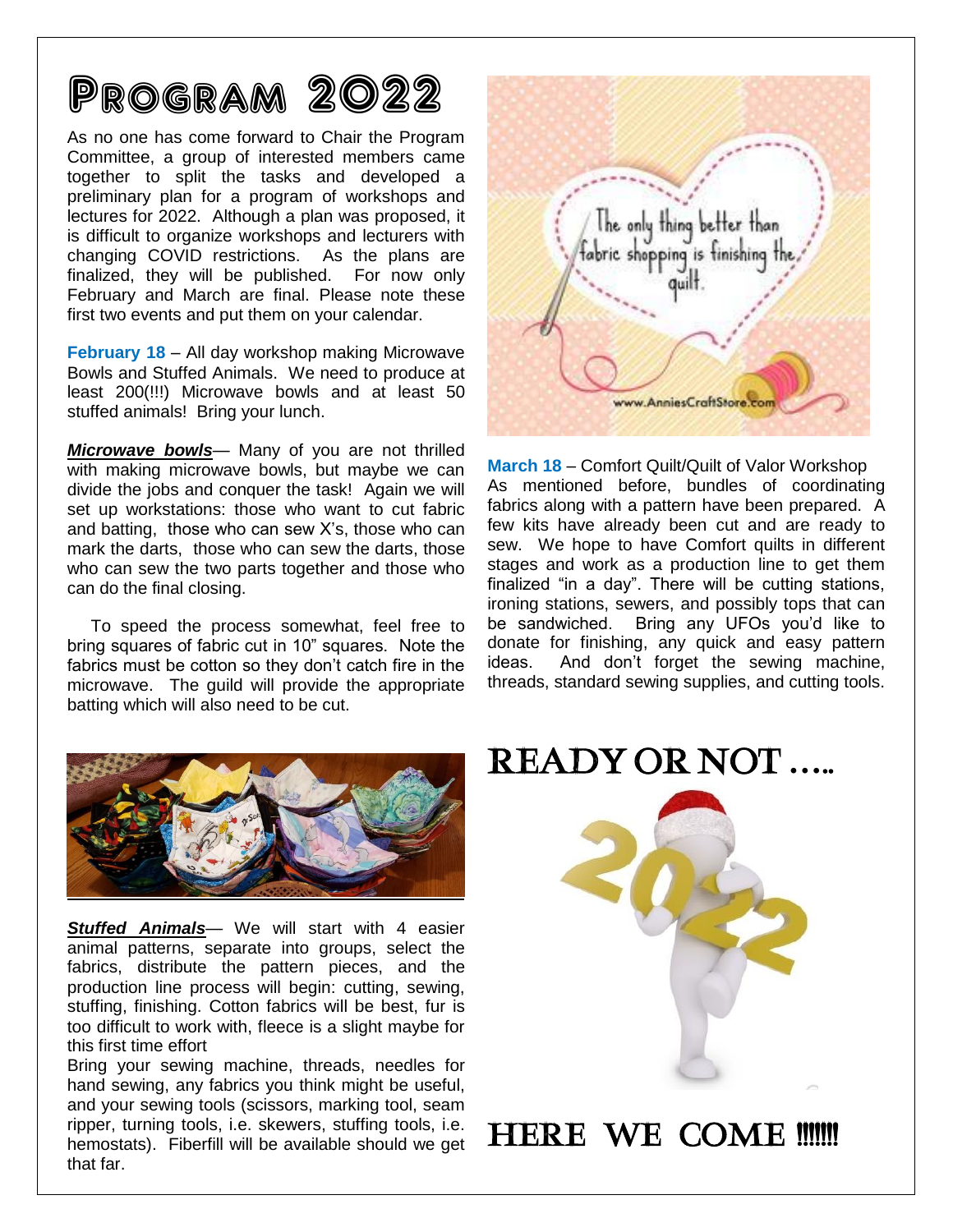# Program 2022

As no one has come forward to Chair the Program Committee, a group of interested members came together to split the tasks and developed a preliminary plan for a program of workshops and lectures for 2022. Although a plan was proposed, it is difficult to organize workshops and lecturers with changing COVID restrictions. As the plans are finalized, they will be published. For now only February and March are final. Please note these first two events and put them on your calendar.

**February 18** – All day workshop making Microwave Bowls and Stuffed Animals. We need to produce at least 200(!!!) Microwave bowls and at least 50 stuffed animals! Bring your lunch.

***Microwave bowls***— Many of you are not thrilled with making microwave bowls, but maybe we can divide the jobs and conquer the task! Again we will set up workstations: those who want to cut fabric and batting, those who can sew X's, those who can mark the darts, those who can sew the darts, those who can sew the two parts together and those who can do the final closing.

To speed the process somewhat, feel free to bring squares of fabric cut in 10" squares. Note the fabrics must be cotton so they don't catch fire in the microwave. The guild will provide the appropriate batting which will also need to be cut.

***Stuffed Animals***— We will start with 4 easier animal patterns, separate into groups, select the fabrics, distribute the pattern pieces, and the production line process will begin: cutting, sewing, stuffing, finishing. Cotton fabrics will be best, fur is too difficult to work with, fleece is a slight maybe for this first time effort

Bring your sewing machine, threads, needles for hand sewing, any fabrics you think might be useful, and your sewing tools (scissors, marking tool, seam ripper, turning tools, i.e. skewers, stuffing tools, i.e. hemostats). Fiberfill will be available should we get that far.

**March 18** – Comfort Quilt/Quilt of Valor Workshop

As mentioned before, bundles of coordinating fabrics along with a pattern have been prepared. A few kits have already been cut and are ready to sew. We hope to have Comfort quilts in different stages and work as a production line to get them finalized "in a day". There will be cutting stations, ironing stations, sewers, and possibly tops that can be sandwiched. Bring any UFOs you'd like to donate for finishing, any quick and easy pattern ideas. And don't forget the sewing machine, threads, standard sewing supplies, and cutting tools.

# READY OR NOT …..

# HERE WE COME !!!!!!